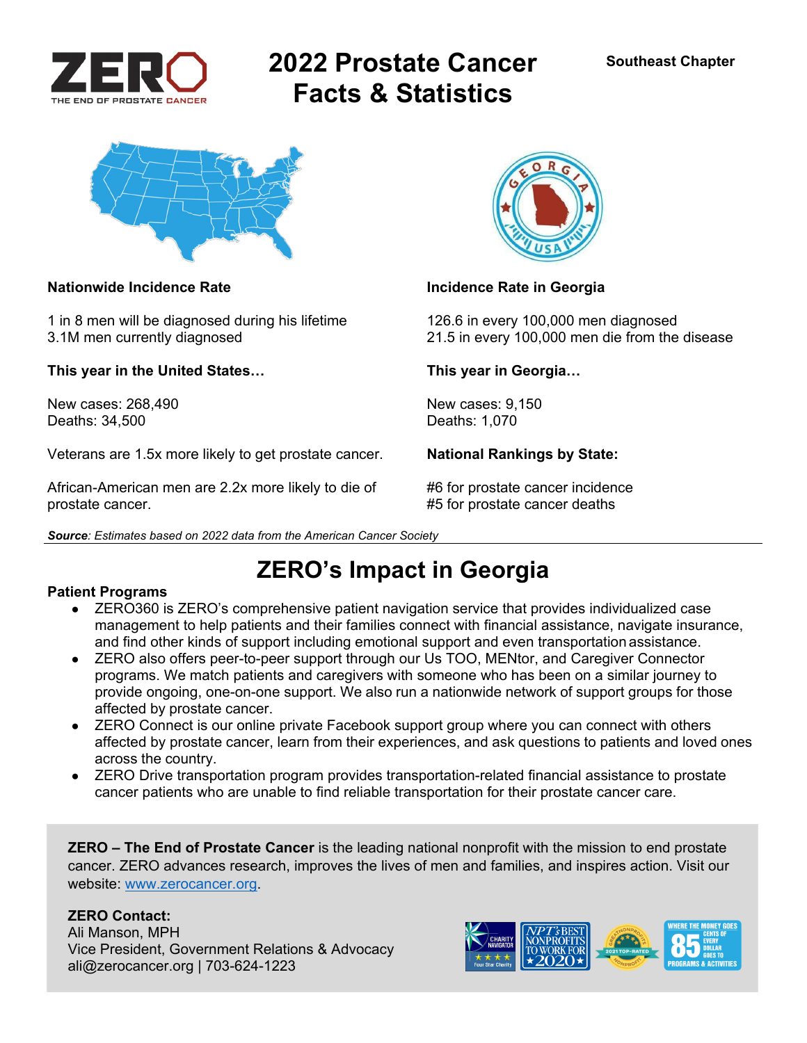ZERO
THE END OF PROSTATE CANCER

# 2022 Prostate Cancer Facts & Statistics

**Southeast Chapter**

**Nationwide Incidence Rate**

1 in 8 men will be diagnosed during his lifetime
3.1M men currently diagnosed

**This year in the United States…**

New cases: 268,490
Deaths: 34,500

Veterans are 1.5x more likely to get prostate cancer.

African-American men are 2.2x more likely to die of prostate cancer.

**Incidence Rate in Georgia**

126.6 in every 100,000 men diagnosed
21.5 in every 100,000 men die from the disease

**This year in Georgia…**

New cases: 9,150
Deaths: 1,070

**National Rankings by State:**

#6 for prostate cancer incidence
#5 for prostate cancer deaths

***Source**: Estimates based on 2022 data from the American Cancer Society*

## ZERO's Impact in Georgia

**Patient Programs**

- ZERO360 is ZERO's comprehensive patient navigation service that provides individualized case management to help patients and their families connect with financial assistance, navigate insurance, and find other kinds of support including emotional support and even transportation assistance.
- ZERO also offers peer-to-peer support through our Us TOO, MENtor, and Caregiver Connector programs. We match patients and caregivers with someone who has been on a similar journey to provide ongoing, one-on-one support. We also run a nationwide network of support groups for those affected by prostate cancer.
- ZERO Connect is our online private Facebook support group where you can connect with others affected by prostate cancer, learn from their experiences, and ask questions to patients and loved ones across the country.
- ZERO Drive transportation program provides transportation-related financial assistance to prostate cancer patients who are unable to find reliable transportation for their prostate cancer care.

**ZERO – The End of Prostate Cancer** is the leading national nonprofit with the mission to end prostate cancer. ZERO advances research, improves the lives of men and families, and inspires action. Visit our website: [www.zerocancer.org](http://www.zerocancer.org).

**ZERO Contact:**
Ali Manson, MPH
Vice President, Government Relations & Advocacy
ali@zerocancer.org | 703-624-1223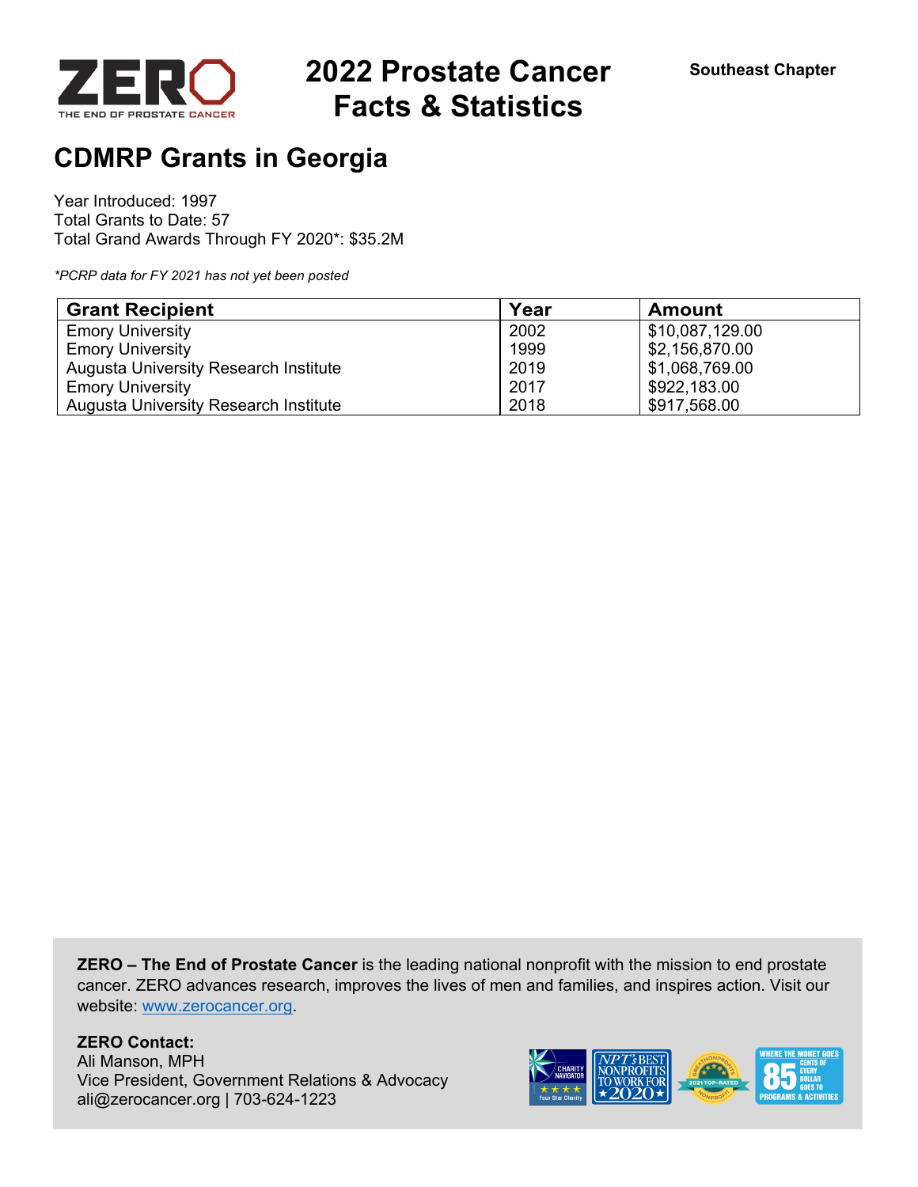ZERO THE END OF PROSTATE CANCER

# 2022 Prostate Cancer Facts & Statistics

**Southeast Chapter**

## CDMRP Grants in Georgia

Year Introduced: 1997
Total Grants to Date: 57
Total Grand Awards Through FY 2020*: $35.2M

*\*PCRP data for FY 2021 has not yet been posted*

| Grant Recipient | Year | Amount |
|---|---|---|
| Emory University | 2002 | $10,087,129.00 |
| Emory University | 1999 | $2,156,870.00 |
| Augusta University Research Institute | 2019 | $1,068,769.00 |
| Emory University | 2017 | $922,183.00 |
| Augusta University Research Institute | 2018 | $917,568.00 |

**ZERO – The End of Prostate Cancer** is the leading national nonprofit with the mission to end prostate cancer. ZERO advances research, improves the lives of men and families, and inspires action. Visit our website: www.zerocancer.org.

**ZERO Contact:**
Ali Manson, MPH
Vice President, Government Relations & Advocacy
ali@zerocancer.org | 703-624-1223